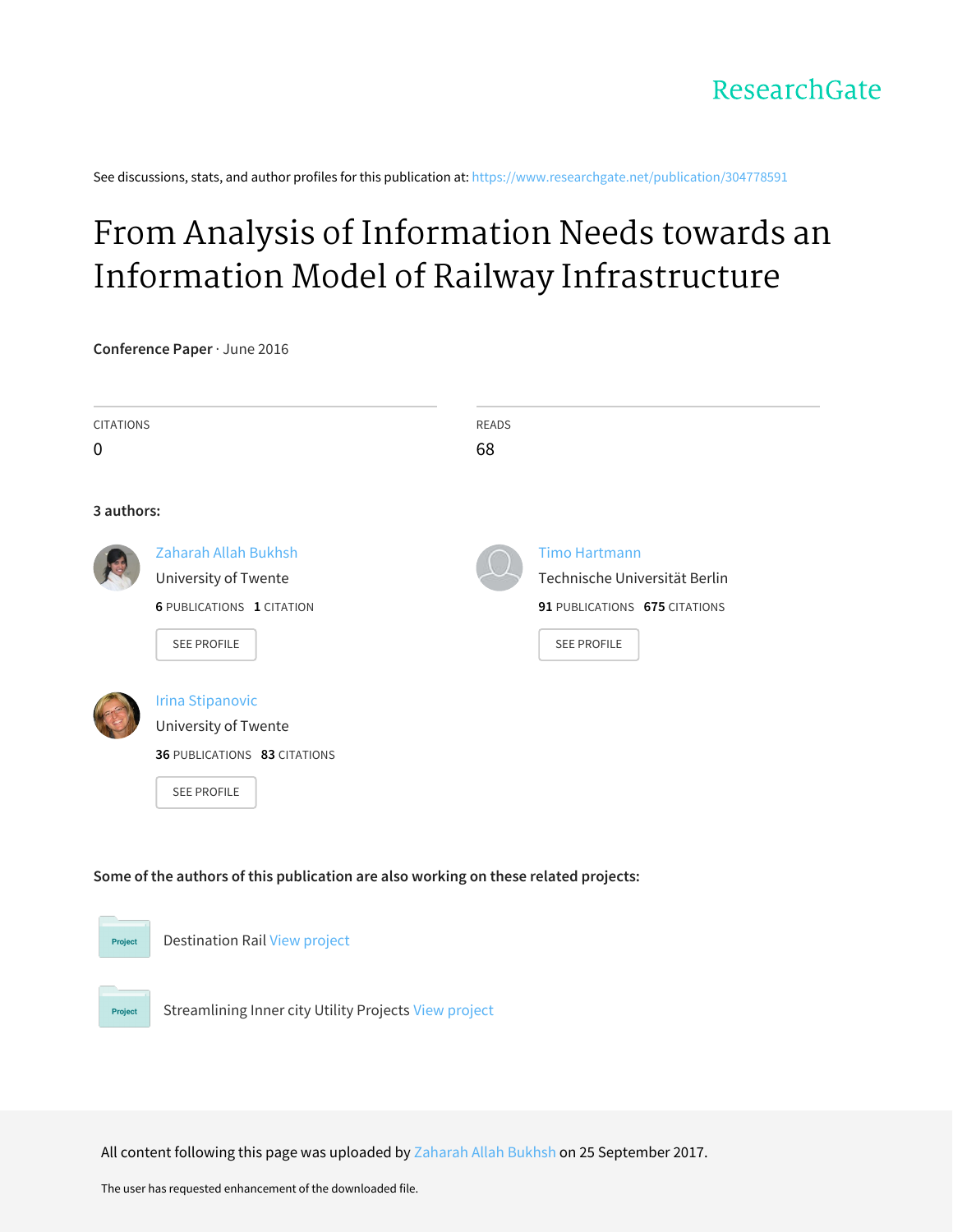ResearchGate

See discussions, stats, and author profiles for this publication at: https://www.researchgate.net/publication/304778591

# From Analysis of Information Needs towards an Information Model of Railway Infrastructure

**Conference Paper** · June 2016

CITATIONS
0

READS
68

**3 authors:**

Zaharah Allah Bukhsh
University of Twente
**6** PUBLICATIONS **1** CITATION
SEE PROFILE

Timo Hartmann
Technische Universität Berlin
**91** PUBLICATIONS **675** CITATIONS
SEE PROFILE

Irina Stipanovic
University of Twente
**36** PUBLICATIONS **83** CITATIONS
SEE PROFILE

**Some of the authors of this publication are also working on these related projects:**

Project: Destination Rail View project

Project: Streamlining Inner city Utility Projects View project

All content following this page was uploaded by Zaharah Allah Bukhsh on 25 September 2017.

The user has requested enhancement of the downloaded file.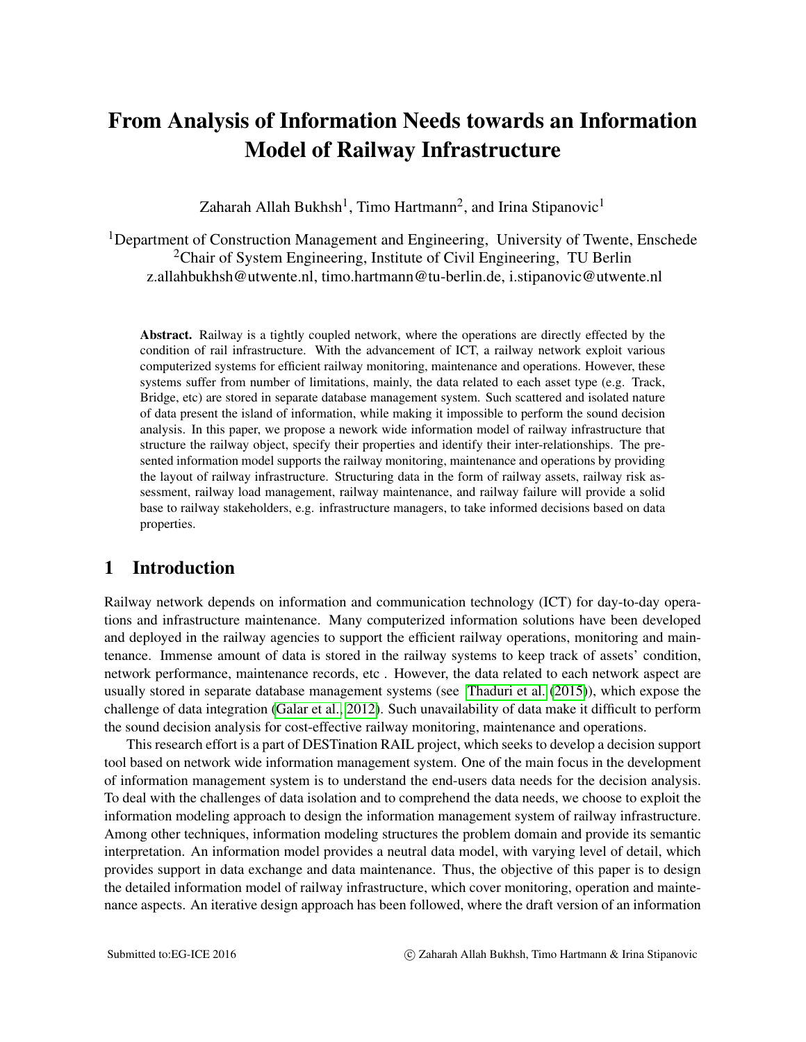# From Analysis of Information Needs towards an Information Model of Railway Infrastructure

Zaharah Allah Bukhsh[1], Timo Hartmann[2], and Irina Stipanovic[1]

[1]Department of Construction Management and Engineering, University of Twente, Enschede
[2]Chair of System Engineering, Institute of Civil Engineering, TU Berlin
z.allahbukhsh@utwente.nl, timo.hartmann@tu-berlin.de, i.stipanovic@utwente.nl

**Abstract.** Railway is a tightly coupled network, where the operations are directly effected by the condition of rail infrastructure. With the advancement of ICT, a railway network exploit various computerized systems for efficient railway monitoring, maintenance and operations. However, these systems suffer from number of limitations, mainly, the data related to each asset type (e.g. Track, Bridge, etc) are stored in separate database management system. Such scattered and isolated nature of data present the island of information, while making it impossible to perform the sound decision analysis. In this paper, we propose a nework wide information model of railway infrastructure that structure the railway object, specify their properties and identify their inter-relationships. The presented information model supports the railway monitoring, maintenance and operations by providing the layout of railway infrastructure. Structuring data in the form of railway assets, railway risk assessment, railway load management, railway maintenance, and railway failure will provide a solid base to railway stakeholders, e.g. infrastructure managers, to take informed decisions based on data properties.

## 1 Introduction

Railway network depends on information and communication technology (ICT) for day-to-day operations and infrastructure maintenance. Many computerized information solutions have been developed and deployed in the railway agencies to support the efficient railway operations, monitoring and maintenance. Immense amount of data is stored in the railway systems to keep track of assets' condition, network performance, maintenance records, etc . However, the data related to each network aspect are usually stored in separate database management systems (see Thaduri et al. (2015)), which expose the challenge of data integration (Galar et al., 2012). Such unavailability of data make it difficult to perform the sound decision analysis for cost-effective railway monitoring, maintenance and operations.

This research effort is a part of DESTination RAIL project, which seeks to develop a decision support tool based on network wide information management system. One of the main focus in the development of information management system is to understand the end-users data needs for the decision analysis. To deal with the challenges of data isolation and to comprehend the data needs, we choose to exploit the information modeling approach to design the information management system of railway infrastructure. Among other techniques, information modeling structures the problem domain and provide its semantic interpretation. An information model provides a neutral data model, with varying level of detail, which provides support in data exchange and data maintenance. Thus, the objective of this paper is to design the detailed information model of railway infrastructure, which cover monitoring, operation and maintenance aspects. An iterative design approach has been followed, where the draft version of an information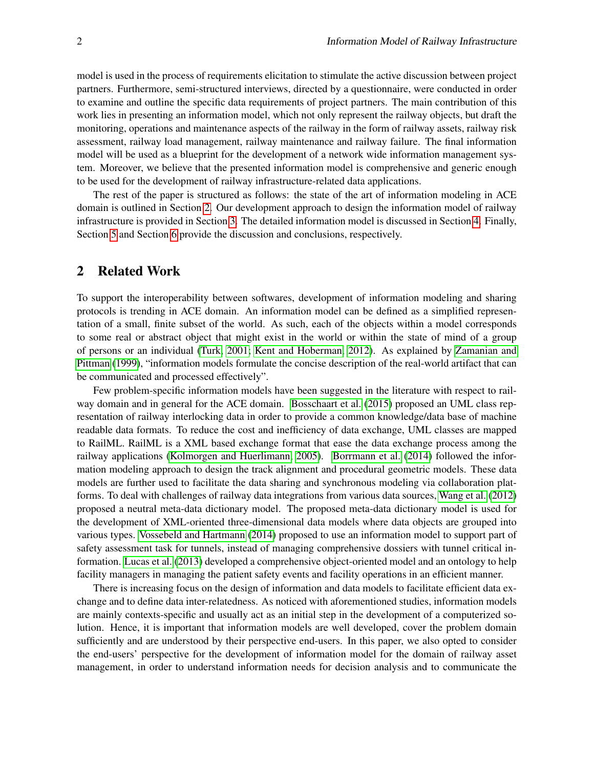model is used in the process of requirements elicitation to stimulate the active discussion between project partners. Furthermore, semi-structured interviews, directed by a questionnaire, were conducted in order to examine and outline the specific data requirements of project partners. The main contribution of this work lies in presenting an information model, which not only represent the railway objects, but draft the monitoring, operations and maintenance aspects of the railway in the form of railway assets, railway risk assessment, railway load management, railway maintenance and railway failure. The final information model will be used as a blueprint for the development of a network wide information management system. Moreover, we believe that the presented information model is comprehensive and generic enough to be used for the development of railway infrastructure-related data applications.

The rest of the paper is structured as follows: the state of the art of information modeling in ACE domain is outlined in Section 2. Our development approach to design the information model of railway infrastructure is provided in Section 3. The detailed information model is discussed in Section 4. Finally, Section 5 and Section 6 provide the discussion and conclusions, respectively.

## 2 Related Work

To support the interoperability between softwares, development of information modeling and sharing protocols is trending in ACE domain. An information model can be defined as a simplified representation of a small, finite subset of the world. As such, each of the objects within a model corresponds to some real or abstract object that might exist in the world or within the state of mind of a group of persons or an individual (Turk, 2001; Kent and Hoberman, 2012). As explained by Zamanian and Pittman (1999), "information models formulate the concise description of the real-world artifact that can be communicated and processed effectively".

Few problem-specific information models have been suggested in the literature with respect to railway domain and in general for the ACE domain. Bosschaart et al. (2015) proposed an UML class representation of railway interlocking data in order to provide a common knowledge/data base of machine readable data formats. To reduce the cost and inefficiency of data exchange, UML classes are mapped to RailML. RailML is a XML based exchange format that ease the data exchange process among the railway applications (Kolmorgen and Huerlimann, 2005). Borrmann et al. (2014) followed the information modeling approach to design the track alignment and procedural geometric models. These data models are further used to facilitate the data sharing and synchronous modeling via collaboration platforms. To deal with challenges of railway data integrations from various data sources, Wang et al. (2012) proposed a neutral meta-data dictionary model. The proposed meta-data dictionary model is used for the development of XML-oriented three-dimensional data models where data objects are grouped into various types. Vossebeld and Hartmann (2014) proposed to use an information model to support part of safety assessment task for tunnels, instead of managing comprehensive dossiers with tunnel critical information. Lucas et al. (2013) developed a comprehensive object-oriented model and an ontology to help facility managers in managing the patient safety events and facility operations in an efficient manner.

There is increasing focus on the design of information and data models to facilitate efficient data exchange and to define data inter-relatedness. As noticed with aforementioned studies, information models are mainly contexts-specific and usually act as an initial step in the development of a computerized solution. Hence, it is important that information models are well developed, cover the problem domain sufficiently and are understood by their perspective end-users. In this paper, we also opted to consider the end-users' perspective for the development of information model for the domain of railway asset management, in order to understand information needs for decision analysis and to communicate the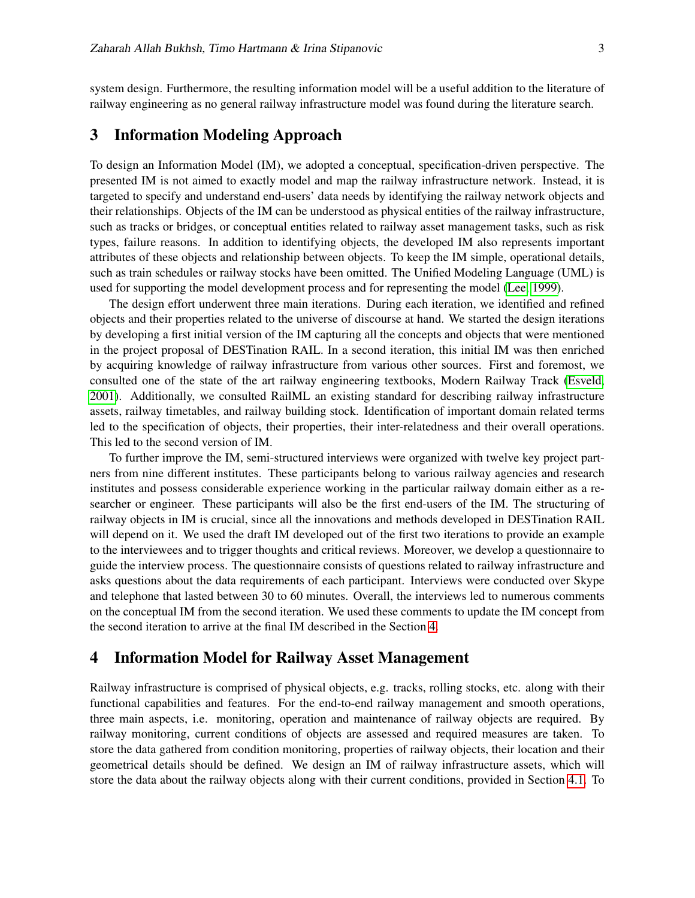system design. Furthermore, the resulting information model will be a useful addition to the literature of railway engineering as no general railway infrastructure model was found during the literature search.

## 3 Information Modeling Approach

To design an Information Model (IM), we adopted a conceptual, specification-driven perspective. The presented IM is not aimed to exactly model and map the railway infrastructure network. Instead, it is targeted to specify and understand end-users' data needs by identifying the railway network objects and their relationships. Objects of the IM can be understood as physical entities of the railway infrastructure, such as tracks or bridges, or conceptual entities related to railway asset management tasks, such as risk types, failure reasons. In addition to identifying objects, the developed IM also represents important attributes of these objects and relationship between objects. To keep the IM simple, operational details, such as train schedules or railway stocks have been omitted. The Unified Modeling Language (UML) is used for supporting the model development process and for representing the model (Lee, 1999).

The design effort underwent three main iterations. During each iteration, we identified and refined objects and their properties related to the universe of discourse at hand. We started the design iterations by developing a first initial version of the IM capturing all the concepts and objects that were mentioned in the project proposal of DESTination RAIL. In a second iteration, this initial IM was then enriched by acquiring knowledge of railway infrastructure from various other sources. First and foremost, we consulted one of the state of the art railway engineering textbooks, Modern Railway Track (Esveld, 2001). Additionally, we consulted RailML an existing standard for describing railway infrastructure assets, railway timetables, and railway building stock. Identification of important domain related terms led to the specification of objects, their properties, their inter-relatedness and their overall operations. This led to the second version of IM.

To further improve the IM, semi-structured interviews were organized with twelve key project partners from nine different institutes. These participants belong to various railway agencies and research institutes and possess considerable experience working in the particular railway domain either as a researcher or engineer. These participants will also be the first end-users of the IM. The structuring of railway objects in IM is crucial, since all the innovations and methods developed in DESTination RAIL will depend on it. We used the draft IM developed out of the first two iterations to provide an example to the interviewees and to trigger thoughts and critical reviews. Moreover, we develop a questionnaire to guide the interview process. The questionnaire consists of questions related to railway infrastructure and asks questions about the data requirements of each participant. Interviews were conducted over Skype and telephone that lasted between 30 to 60 minutes. Overall, the interviews led to numerous comments on the conceptual IM from the second iteration. We used these comments to update the IM concept from the second iteration to arrive at the final IM described in the Section 4.

## 4 Information Model for Railway Asset Management

Railway infrastructure is comprised of physical objects, e.g. tracks, rolling stocks, etc. along with their functional capabilities and features. For the end-to-end railway management and smooth operations, three main aspects, i.e. monitoring, operation and maintenance of railway objects are required. By railway monitoring, current conditions of objects are assessed and required measures are taken. To store the data gathered from condition monitoring, properties of railway objects, their location and their geometrical details should be defined. We design an IM of railway infrastructure assets, which will store the data about the railway objects along with their current conditions, provided in Section 4.1. To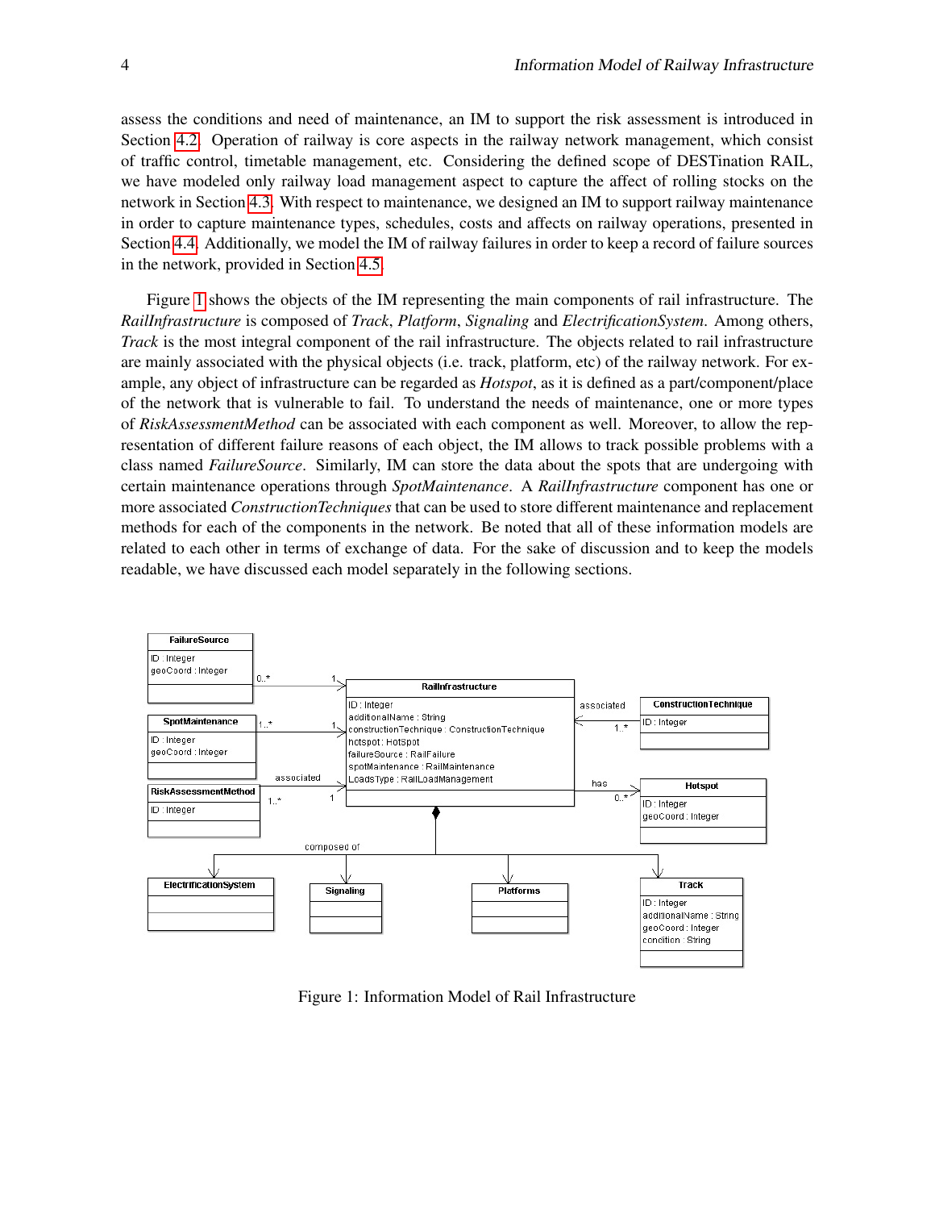assess the conditions and need of maintenance, an IM to support the risk assessment is introduced in Section 4.2. Operation of railway is core aspects in the railway network management, which consist of traffic control, timetable management, etc. Considering the defined scope of DESTination RAIL, we have modeled only railway load management aspect to capture the affect of rolling stocks on the network in Section 4.3. With respect to maintenance, we designed an IM to support railway maintenance in order to capture maintenance types, schedules, costs and affects on railway operations, presented in Section 4.4. Additionally, we model the IM of railway failures in order to keep a record of failure sources in the network, provided in Section 4.5.

Figure 1 shows the objects of the IM representing the main components of rail infrastructure. The *RailInfrastructure* is composed of *Track*, *Platform*, *Signaling* and *ElectrificationSystem*. Among others, *Track* is the most integral component of the rail infrastructure. The objects related to rail infrastructure are mainly associated with the physical objects (i.e. track, platform, etc) of the railway network. For example, any object of infrastructure can be regarded as *Hotspot*, as it is defined as a part/component/place of the network that is vulnerable to fail. To understand the needs of maintenance, one or more types of *RiskAssessmentMethod* can be associated with each component as well. Moreover, to allow the representation of different failure reasons of each object, the IM allows to track possible problems with a class named *FailureSource*. Similarly, IM can store the data about the spots that are undergoing with certain maintenance operations through *SpotMaintenance*. A *RailInfrastructure* component has one or more associated *ConstructionTechniques* that can be used to store different maintenance and replacement methods for each of the components in the network. Be noted that all of these information models are related to each other in terms of exchange of data. For the sake of discussion and to keep the models readable, we have discussed each model separately in the following sections.

Figure 1: Information Model of Rail Infrastructure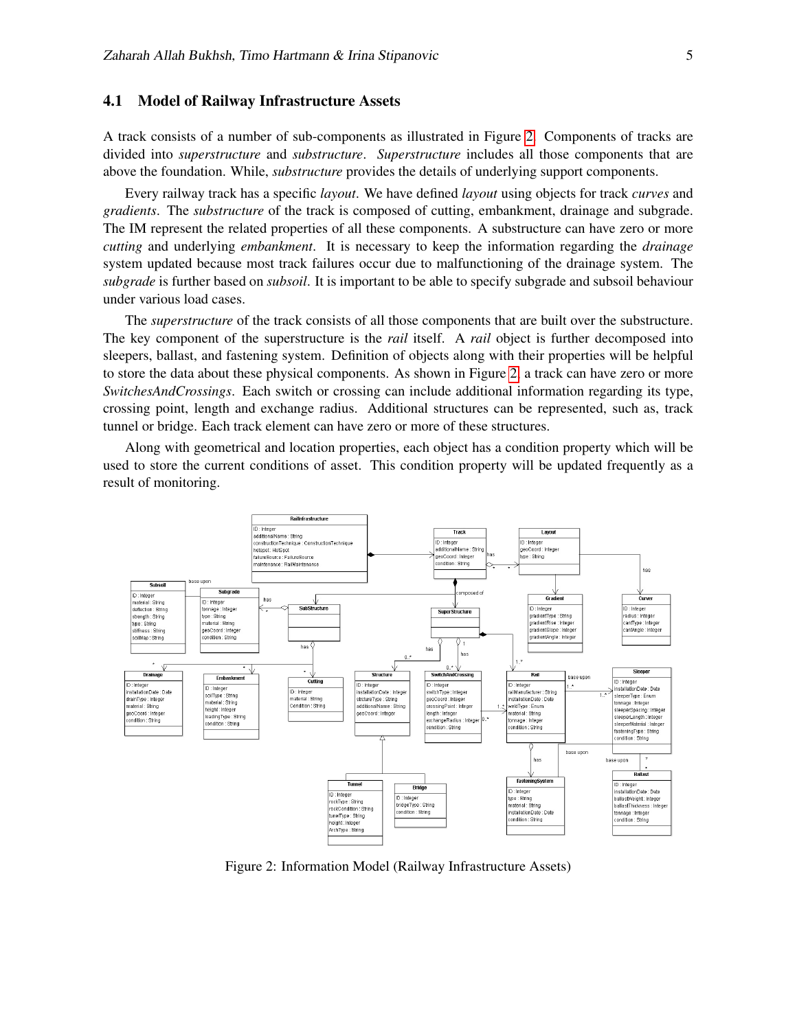## 4.1 Model of Railway Infrastructure Assets

A track consists of a number of sub-components as illustrated in Figure 2. Components of tracks are divided into *superstructure* and *substructure*. *Superstructure* includes all those components that are above the foundation. While, *substructure* provides the details of underlying support components.

Every railway track has a specific *layout*. We have defined *layout* using objects for track *curves* and *gradients*. The *substructure* of the track is composed of cutting, embankment, drainage and subgrade. The IM represent the related properties of all these components. A substructure can have zero or more *cutting* and underlying *embankment*. It is necessary to keep the information regarding the *drainage* system updated because most track failures occur due to malfunctioning of the drainage system. The *subgrade* is further based on *subsoil*. It is important to be able to specify subgrade and subsoil behaviour under various load cases.

The *superstructure* of the track consists of all those components that are built over the substructure. The key component of the superstructure is the *rail* itself. A *rail* object is further decomposed into sleepers, ballast, and fastening system. Definition of objects along with their properties will be helpful to store the data about these physical components. As shown in Figure 2, a track can have zero or more *SwitchesAndCrossings*. Each switch or crossing can include additional information regarding its type, crossing point, length and exchange radius. Additional structures can be represented, such as, track tunnel or bridge. Each track element can have zero or more of these structures.

Along with geometrical and location properties, each object has a condition property which will be used to store the current conditions of asset. This condition property will be updated frequently as a result of monitoring.

Figure 2: Information Model (Railway Infrastructure Assets)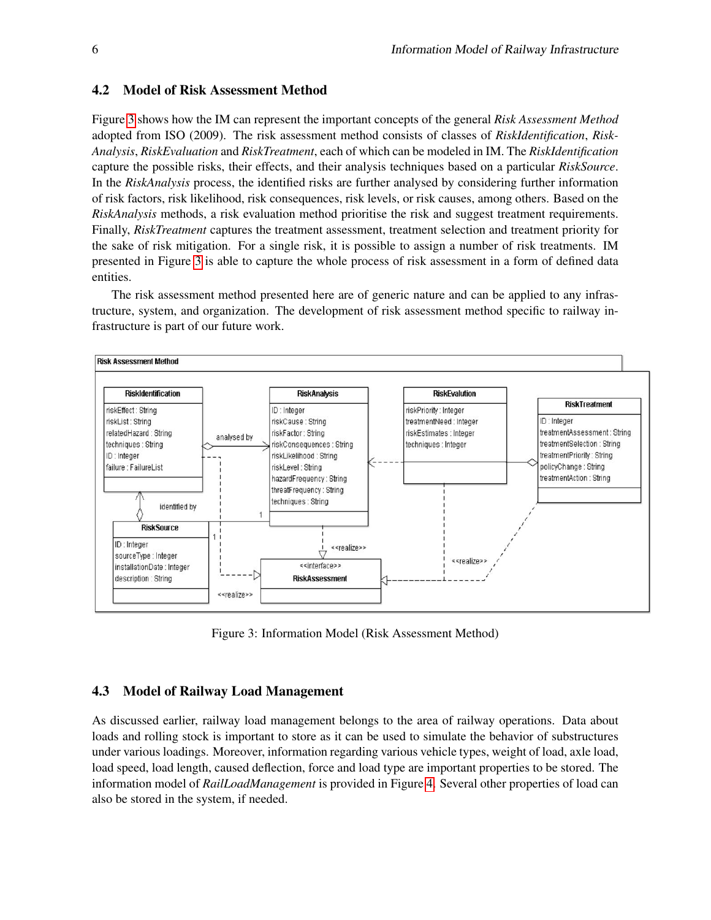## 4.2 Model of Risk Assessment Method

Figure 3 shows how the IM can represent the important concepts of the general *Risk Assessment Method* adopted from ISO (2009). The risk assessment method consists of classes of *RiskIdentification*, *RiskAnalysis*, *RiskEvaluation* and *RiskTreatment*, each of which can be modeled in IM. The *RiskIdentification* capture the possible risks, their effects, and their analysis techniques based on a particular *RiskSource*. In the *RiskAnalysis* process, the identified risks are further analysed by considering further information of risk factors, risk likelihood, risk consequences, risk levels, or risk causes, among others. Based on the *RiskAnalysis* methods, a risk evaluation method prioritise the risk and suggest treatment requirements. Finally, *RiskTreatment* captures the treatment assessment, treatment selection and treatment priority for the sake of risk mitigation. For a single risk, it is possible to assign a number of risk treatments. IM presented in Figure 3 is able to capture the whole process of risk assessment in a form of defined data entities.

The risk assessment method presented here are of generic nature and can be applied to any infrastructure, system, and organization. The development of risk assessment method specific to railway infrastructure is part of our future work.

Figure 3: Information Model (Risk Assessment Method)

## 4.3 Model of Railway Load Management

As discussed earlier, railway load management belongs to the area of railway operations. Data about loads and rolling stock is important to store as it can be used to simulate the behavior of substructures under various loadings. Moreover, information regarding various vehicle types, weight of load, axle load, load speed, load length, caused deflection, force and load type are important properties to be stored. The information model of *RailLoadManagement* is provided in Figure 4. Several other properties of load can also be stored in the system, if needed.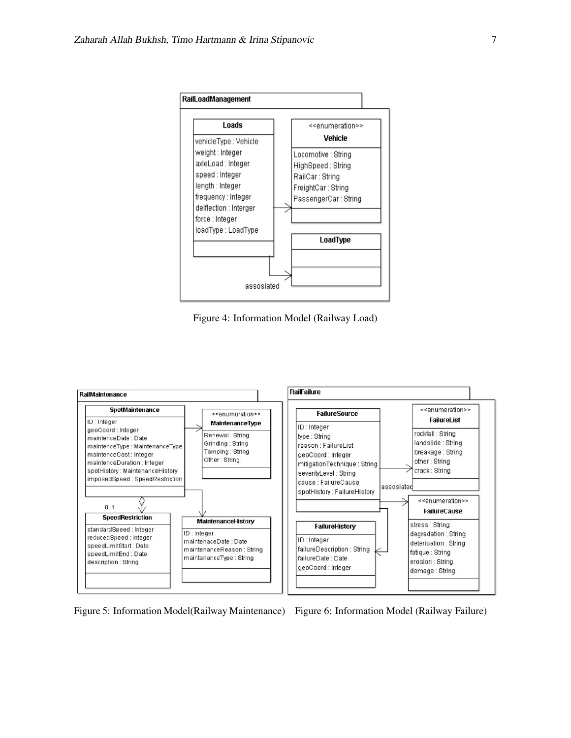**RailLoadManagement**

**Loads**
- vehicleType : Vehicle
- weight : Integer
- axleLoad : Integer
- speed : Integer
- length : Integer
- frequency : Integer
- delflection : Interger
- force : Integer
- loadType : LoadType

<<enumeration>>
**Vehicle**
- Locomotive : String
- HighSpeed : String
- RailCar : String
- FreightCar : String
- PassengerCar : String

**LoadType**

assosiated

Figure 4: Information Model (Railway Load)

**RailMaintenance**

**SpotMaintenance**
- ID : Integer
- geoCoord : Integer
- maintenceDate : Date
- maintenceType : MaintenanceType
- maintenceCost : Integer
- maintenceDuration : Integer
- spotHistory : MaintenanceHistory
- imposedSpeed : SpeedRestriction

<<enumuration>>
**MaintenanceType**
- Renewal : String
- Grinding : String
- Tamping : String
- Other : String

0..1

**SpeedRestriction**
- standardSpeed : Integer
- reducedSpeed : Integer
- speedLimitStart : Date
- speedLimitEnd : Date
- description : String

**MaintenanceHistory**
- ID : Integer
- maintenaceDate : Date
- maintenanceReason : String
- maintananceType : String

**RailFailure**

**FailureSource**
- ID : Integer
- type : String
- reason : FailureList
- geoCoord : Integer
- mitigationTechnique : String
- severityLevel : String
- cause : FailureCause
- spotHistory : FailureHistory

<<enumeration>>
**FailureList**
- rockfall : String
- landslide : String
- breakage : String
- other : String
- crack : String

assosiated

<<enumeration>>
**FailureCause**
- stress : String
- degradation : String
- deterioation : String
- fatique : String
- erosion : String
- demage : String

**FailureHistory**
- ID : Integer
- failureDescription : String
- failureDate : Date
- geoCoord : Integer

Figure 5: Information Model(Railway Maintenance)

Figure 6: Information Model (Railway Failure)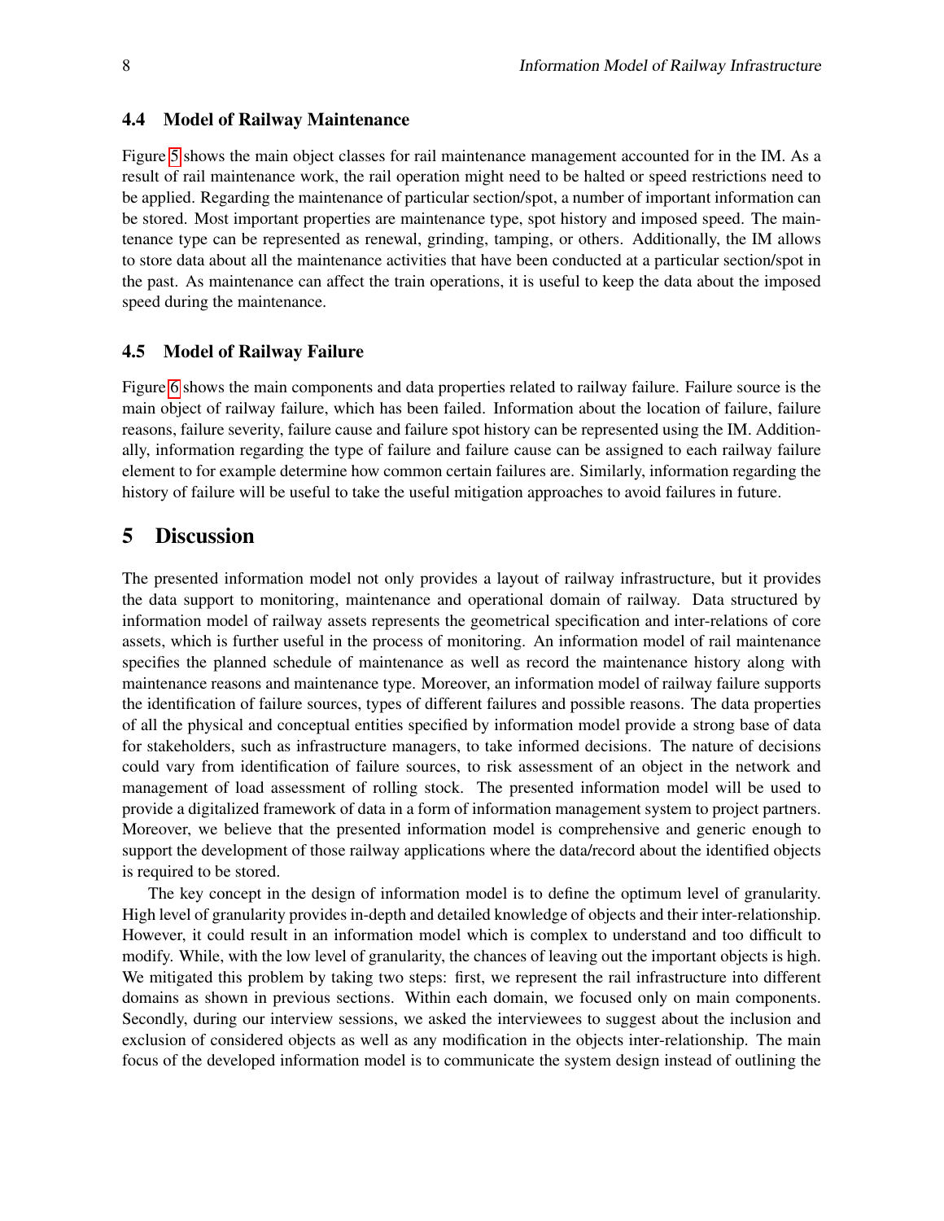### 4.4 Model of Railway Maintenance

Figure 5 shows the main object classes for rail maintenance management accounted for in the IM. As a result of rail maintenance work, the rail operation might need to be halted or speed restrictions need to be applied. Regarding the maintenance of particular section/spot, a number of important information can be stored. Most important properties are maintenance type, spot history and imposed speed. The maintenance type can be represented as renewal, grinding, tamping, or others. Additionally, the IM allows to store data about all the maintenance activities that have been conducted at a particular section/spot in the past. As maintenance can affect the train operations, it is useful to keep the data about the imposed speed during the maintenance.

### 4.5 Model of Railway Failure

Figure 6 shows the main components and data properties related to railway failure. Failure source is the main object of railway failure, which has been failed. Information about the location of failure, failure reasons, failure severity, failure cause and failure spot history can be represented using the IM. Additionally, information regarding the type of failure and failure cause can be assigned to each railway failure element to for example determine how common certain failures are. Similarly, information regarding the history of failure will be useful to take the useful mitigation approaches to avoid failures in future.

## 5 Discussion

The presented information model not only provides a layout of railway infrastructure, but it provides the data support to monitoring, maintenance and operational domain of railway. Data structured by information model of railway assets represents the geometrical specification and inter-relations of core assets, which is further useful in the process of monitoring. An information model of rail maintenance specifies the planned schedule of maintenance as well as record the maintenance history along with maintenance reasons and maintenance type. Moreover, an information model of railway failure supports the identification of failure sources, types of different failures and possible reasons. The data properties of all the physical and conceptual entities specified by information model provide a strong base of data for stakeholders, such as infrastructure managers, to take informed decisions. The nature of decisions could vary from identification of failure sources, to risk assessment of an object in the network and management of load assessment of rolling stock. The presented information model will be used to provide a digitalized framework of data in a form of information management system to project partners. Moreover, we believe that the presented information model is comprehensive and generic enough to support the development of those railway applications where the data/record about the identified objects is required to be stored.

The key concept in the design of information model is to define the optimum level of granularity. High level of granularity provides in-depth and detailed knowledge of objects and their inter-relationship. However, it could result in an information model which is complex to understand and too difficult to modify. While, with the low level of granularity, the chances of leaving out the important objects is high. We mitigated this problem by taking two steps: first, we represent the rail infrastructure into different domains as shown in previous sections. Within each domain, we focused only on main components. Secondly, during our interview sessions, we asked the interviewees to suggest about the inclusion and exclusion of considered objects as well as any modification in the objects inter-relationship. The main focus of the developed information model is to communicate the system design instead of outlining the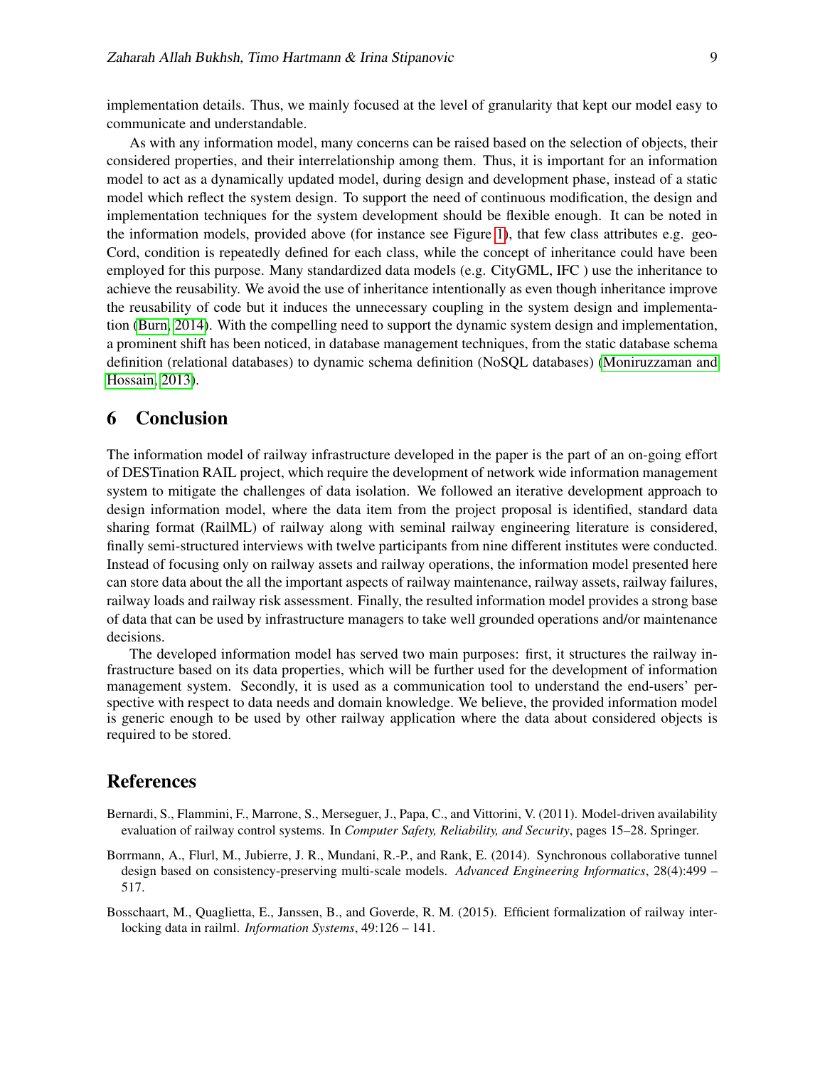implementation details. Thus, we mainly focused at the level of granularity that kept our model easy to communicate and understandable.

As with any information model, many concerns can be raised based on the selection of objects, their considered properties, and their interrelationship among them. Thus, it is important for an information model to act as a dynamically updated model, during design and development phase, instead of a static model which reflect the system design. To support the need of continuous modification, the design and implementation techniques for the system development should be flexible enough. It can be noted in the information models, provided above (for instance see Figure 1), that few class attributes e.g. geoCord, condition is repeatedly defined for each class, while the concept of inheritance could have been employed for this purpose. Many standardized data models (e.g. CityGML, IFC ) use the inheritance to achieve the reusability. We avoid the use of inheritance intentionally as even though inheritance improve the reusability of code but it induces the unnecessary coupling in the system design and implementation (Burn, 2014). With the compelling need to support the dynamic system design and implementation, a prominent shift has been noticed, in database management techniques, from the static database schema definition (relational databases) to dynamic schema definition (NoSQL databases) (Moniruzzaman and Hossain, 2013).

## 6 Conclusion

The information model of railway infrastructure developed in the paper is the part of an on-going effort of DESTination RAIL project, which require the development of network wide information management system to mitigate the challenges of data isolation. We followed an iterative development approach to design information model, where the data item from the project proposal is identified, standard data sharing format (RailML) of railway along with seminal railway engineering literature is considered, finally semi-structured interviews with twelve participants from nine different institutes were conducted. Instead of focusing only on railway assets and railway operations, the information model presented here can store data about the all the important aspects of railway maintenance, railway assets, railway failures, railway loads and railway risk assessment. Finally, the resulted information model provides a strong base of data that can be used by infrastructure managers to take well grounded operations and/or maintenance decisions.

The developed information model has served two main purposes: first, it structures the railway infrastructure based on its data properties, which will be further used for the development of information management system. Secondly, it is used as a communication tool to understand the end-users' perspective with respect to data needs and domain knowledge. We believe, the provided information model is generic enough to be used by other railway application where the data about considered objects is required to be stored.

## References

Bernardi, S., Flammini, F., Marrone, S., Merseguer, J., Papa, C., and Vittorini, V. (2011). Model-driven availability evaluation of railway control systems. In *Computer Safety, Reliability, and Security*, pages 15–28. Springer.

Borrmann, A., Flurl, M., Jubierre, J. R., Mundani, R.-P., and Rank, E. (2014). Synchronous collaborative tunnel design based on consistency-preserving multi-scale models. *Advanced Engineering Informatics*, 28(4):499 – 517.

Bosschaart, M., Quaglietta, E., Janssen, B., and Goverde, R. M. (2015). Efficient formalization of railway interlocking data in railml. *Information Systems*, 49:126 – 141.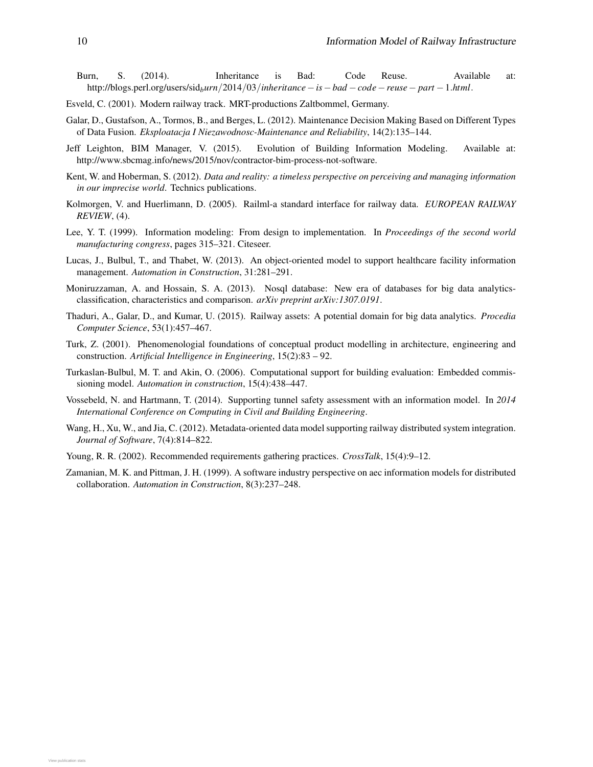Burn, S. (2014). Inheritance is Bad: Code Reuse. Available at: http://blogs.perl.org/users/sid$_b$$urn/2014/03/inheritance-is-bad-code-reuse-part-1.html$.

Esveld, C. (2001). Modern railway track. MRT-productions Zaltbommel, Germany.

Galar, D., Gustafson, A., Tormos, B., and Berges, L. (2012). Maintenance Decision Making Based on Different Types of Data Fusion. *Eksploatacja I Niezawodnosc-Maintenance and Reliability*, 14(2):135–144.

Jeff Leighton, BIM Manager, V. (2015). Evolution of Building Information Modeling. Available at: http://www.sbcmag.info/news/2015/nov/contractor-bim-process-not-software.

Kent, W. and Hoberman, S. (2012). *Data and reality: a timeless perspective on perceiving and managing information in our imprecise world*. Technics publications.

Kolmorgen, V. and Huerlimann, D. (2005). Railml-a standard interface for railway data. *EUROPEAN RAILWAY REVIEW*, (4).

Lee, Y. T. (1999). Information modeling: From design to implementation. In *Proceedings of the second world manufacturing congress*, pages 315–321. Citeseer.

Lucas, J., Bulbul, T., and Thabet, W. (2013). An object-oriented model to support healthcare facility information management. *Automation in Construction*, 31:281–291.

Moniruzzaman, A. and Hossain, S. A. (2013). Nosql database: New era of databases for big data analytics-classification, characteristics and comparison. *arXiv preprint arXiv:1307.0191*.

Thaduri, A., Galar, D., and Kumar, U. (2015). Railway assets: A potential domain for big data analytics. *Procedia Computer Science*, 53(1):457–467.

Turk, Z. (2001). Phenomenologial foundations of conceptual product modelling in architecture, engineering and construction. *Artificial Intelligence in Engineering*, 15(2):83 – 92.

Turkaslan-Bulbul, M. T. and Akin, O. (2006). Computational support for building evaluation: Embedded commissioning model. *Automation in construction*, 15(4):438–447.

Vossebeld, N. and Hartmann, T. (2014). Supporting tunnel safety assessment with an information model. In *2014 International Conference on Computing in Civil and Building Engineering*.

Wang, H., Xu, W., and Jia, C. (2012). Metadata-oriented data model supporting railway distributed system integration. *Journal of Software*, 7(4):814–822.

Young, R. R. (2002). Recommended requirements gathering practices. *CrossTalk*, 15(4):9–12.

Zamanian, M. K. and Pittman, J. H. (1999). A software industry perspective on aec information models for distributed collaboration. *Automation in Construction*, 8(3):237–248.